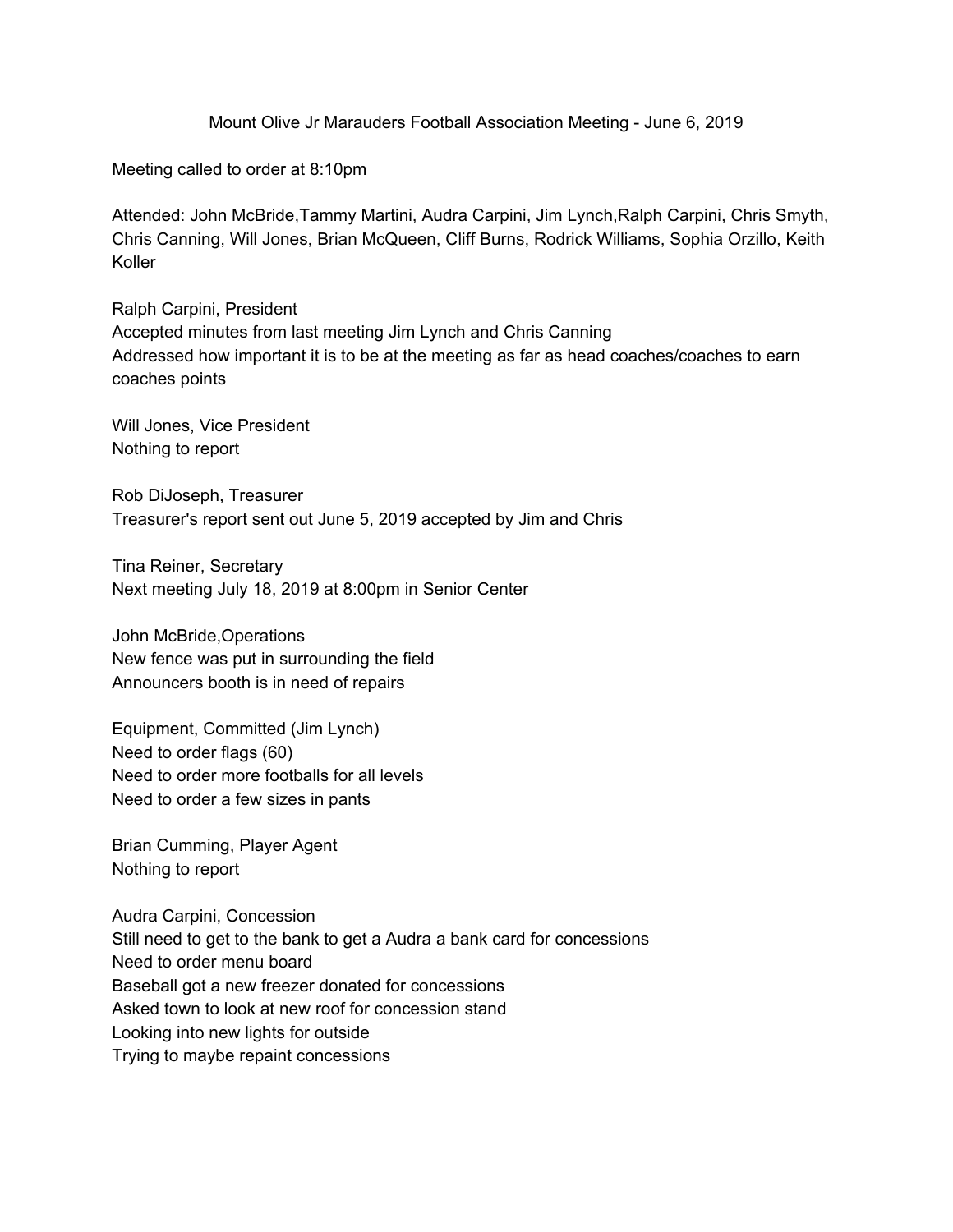# Mount Olive Jr Marauders Football Association Meeting - June 6, 2019

Meeting called to order at 8:10pm

Attended: John McBride,Tammy Martini, Audra Carpini, Jim Lynch,Ralph Carpini, Chris Smyth, Chris Canning, Will Jones, Brian McQueen, Cliff Burns, Rodrick Williams, Sophia Orzillo, Keith Koller

Ralph Carpini, President
Accepted minutes from last meeting Jim Lynch and Chris Canning
Addressed how important it is to be at the meeting as far as head coaches/coaches to earn coaches points

Will Jones, Vice President
Nothing to report

Rob DiJoseph, Treasurer
Treasurer's report sent out June 5, 2019 accepted by Jim and Chris

Tina Reiner, Secretary
Next meeting July 18, 2019 at 8:00pm in Senior Center

John McBride,Operations
New fence was put in surrounding the field
Announcers booth is in need of repairs

Equipment, Committed (Jim Lynch)
Need to order flags (60)
Need to order more footballs for all levels
Need to order a few sizes in pants

Brian Cumming, Player Agent
Nothing to report

Audra Carpini, Concession
Still need to get to the bank to get a Audra a bank card for concessions
Need to order menu board
Baseball got a new freezer donated for concessions
Asked town to look at new roof for concession stand
Looking into new lights for outside
Trying to maybe repaint concessions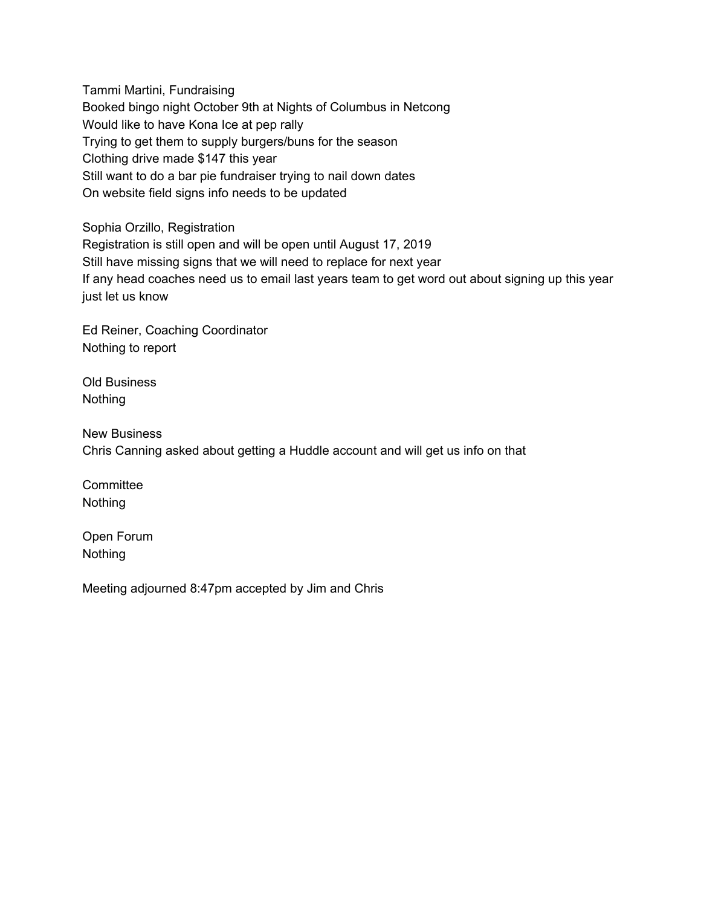Tammi Martini, Fundraising
Booked bingo night October 9th at Nights of Columbus in Netcong
Would like to have Kona Ice at pep rally
Trying to get them to supply burgers/buns for the season
Clothing drive made $147 this year
Still want to do a bar pie fundraiser trying to nail down dates
On website field signs info needs to be updated

Sophia Orzillo, Registration
Registration is still open and will be open until August 17, 2019
Still have missing signs that we will need to replace for next year
If any head coaches need us to email last years team to get word out about signing up this year just let us know

Ed Reiner, Coaching Coordinator
Nothing to report

Old Business
Nothing

New Business
Chris Canning asked about getting a Huddle account and will get us info on that

Committee
Nothing

Open Forum
Nothing

Meeting adjourned 8:47pm accepted by Jim and Chris